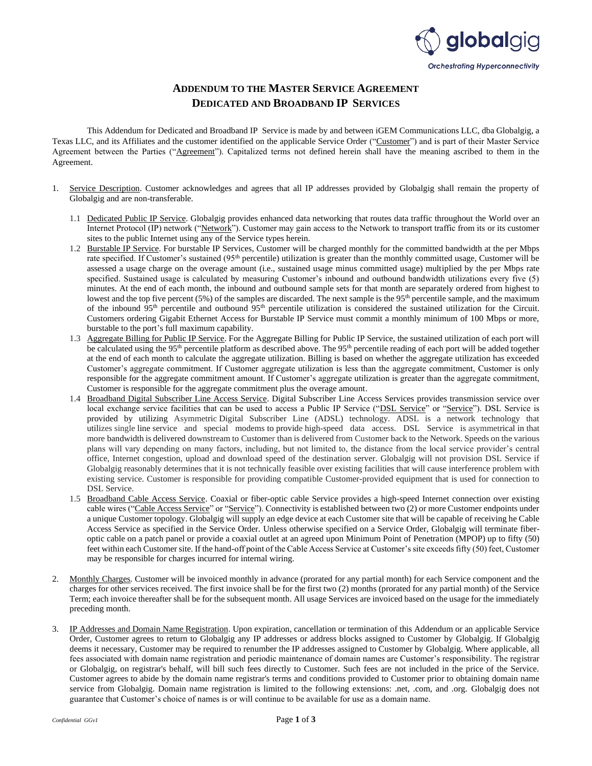# ADDENDUM TO THE MASTER SERVICE AGREEMENT
# DEDICATED AND BROADBAND IP SERVICES

This Addendum for Dedicated and Broadband IP Service is made by and between iGEM Communications LLC, dba Globalgig, a Texas LLC, and its Affiliates and the customer identified on the applicable Service Order ("Customer") and is part of their Master Service Agreement between the Parties ("Agreement"). Capitalized terms not defined herein shall have the meaning ascribed to them in the Agreement.

1. Service Description. Customer acknowledges and agrees that all IP addresses provided by Globalgig shall remain the property of Globalgig and are non-transferable.

   1.1 Dedicated Public IP Service. Globalgig provides enhanced data networking that routes data traffic throughout the World over an Internet Protocol (IP) network ("Network"). Customer may gain access to the Network to transport traffic from its or its customer sites to the public Internet using any of the Service types herein.

   1.2 Burstable IP Service. For burstable IP Services, Customer will be charged monthly for the committed bandwidth at the per Mbps rate specified. If Customer's sustained (95th percentile) utilization is greater than the monthly committed usage, Customer will be assessed a usage charge on the overage amount (i.e., sustained usage minus committed usage) multiplied by the per Mbps rate specified. Sustained usage is calculated by measuring Customer's inbound and outbound bandwidth utilizations every five (5) minutes. At the end of each month, the inbound and outbound sample sets for that month are separately ordered from highest to lowest and the top five percent (5%) of the samples are discarded. The next sample is the 95th percentile sample, and the maximum of the inbound 95th percentile and outbound 95th percentile utilization is considered the sustained utilization for the Circuit. Customers ordering Gigabit Ethernet Access for Burstable IP Service must commit a monthly minimum of 100 Mbps or more, burstable to the port's full maximum capability.

   1.3 Aggregate Billing for Public IP Service. For the Aggregate Billing for Public IP Service, the sustained utilization of each port will be calculated using the 95th percentile platform as described above. The 95th percentile reading of each port will be added together at the end of each month to calculate the aggregate utilization. Billing is based on whether the aggregate utilization has exceeded Customer's aggregate commitment. If Customer aggregate utilization is less than the aggregate commitment, Customer is only responsible for the aggregate commitment amount. If Customer's aggregate utilization is greater than the aggregate commitment, Customer is responsible for the aggregate commitment plus the overage amount.

   1.4 Broadband Digital Subscriber Line Access Service. Digital Subscriber Line Access Services provides transmission service over local exchange service facilities that can be used to access a Public IP Service ("DSL Service" or "Service"). DSL Service is provided by utilizing Asymmetric Digital Subscriber Line (ADSL) technology. ADSL is a network technology that utilizes single line service and special modems to provide high-speed data access. DSL Service is asymmetrical in that more bandwidth is delivered downstream to Customer than is delivered from Customer back to the Network. Speeds on the various plans will vary depending on many factors, including, but not limited to, the distance from the local service provider's central office, Internet congestion, upload and download speed of the destination server. Globalgig will not provision DSL Service if Globalgig reasonably determines that it is not technically feasible over existing facilities that will cause interference problem with existing service. Customer is responsible for providing compatible Customer-provided equipment that is used for connection to DSL Service.

   1.5 Broadband Cable Access Service. Coaxial or fiber-optic cable Service provides a high-speed Internet connection over existing cable wires ("Cable Access Service" or "Service"). Connectivity is established between two (2) or more Customer endpoints under a unique Customer topology. Globalgig will supply an edge device at each Customer site that will be capable of receiving he Cable Access Service as specified in the Service Order. Unless otherwise specified on a Service Order, Globalgig will terminate fiber-optic cable on a patch panel or provide a coaxial outlet at an agreed upon Minimum Point of Penetration (MPOP) up to fifty (50) feet within each Customer site. If the hand-off point of the Cable Access Service at Customer's site exceeds fifty (50) feet, Customer may be responsible for charges incurred for internal wiring.

2. Monthly Charges. Customer will be invoiced monthly in advance (prorated for any partial month) for each Service component and the charges for other services received. The first invoice shall be for the first two (2) months (prorated for any partial month) of the Service Term; each invoice thereafter shall be for the subsequent month. All usage Services are invoiced based on the usage for the immediately preceding month.

3. IP Addresses and Domain Name Registration. Upon expiration, cancellation or termination of this Addendum or an applicable Service Order, Customer agrees to return to Globalgig any IP addresses or address blocks assigned to Customer by Globalgig. If Globalgig deems it necessary, Customer may be required to renumber the IP addresses assigned to Customer by Globalgig. Where applicable, all fees associated with domain name registration and periodic maintenance of domain names are Customer's responsibility. The registrar or Globalgig, on registrar's behalf, will bill such fees directly to Customer. Such fees are not included in the price of the Service. Customer agrees to abide by the domain name registrar's terms and conditions provided to Customer prior to obtaining domain name service from Globalgig. Domain name registration is limited to the following extensions: .net, .com, and .org. Globalgig does not guarantee that Customer's choice of names is or will continue to be available for use as a domain name.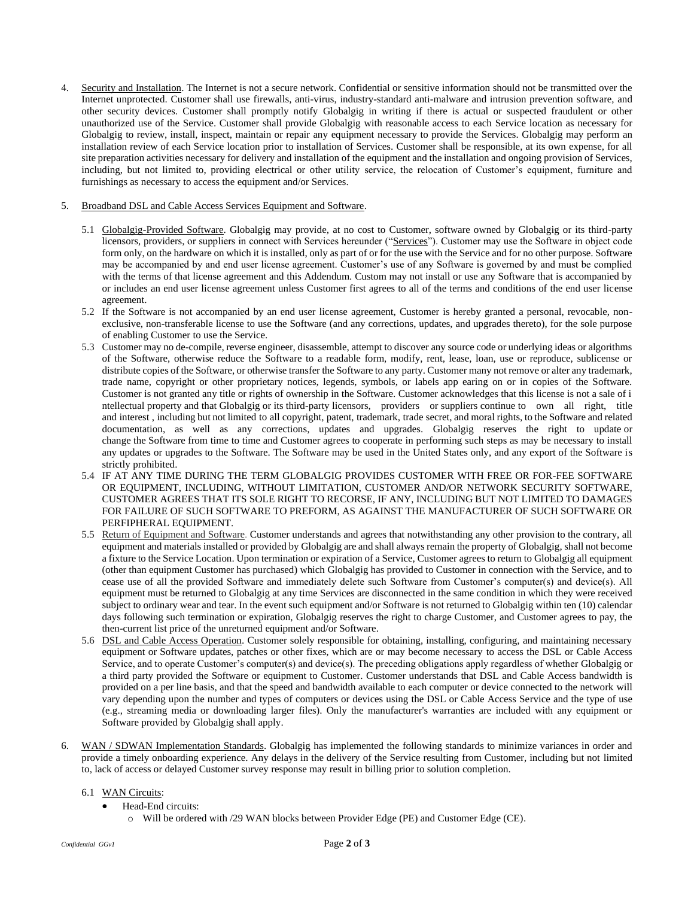4. Security and Installation. The Internet is not a secure network. Confidential or sensitive information should not be transmitted over the Internet unprotected. Customer shall use firewalls, anti-virus, industry-standard anti-malware and intrusion prevention software, and other security devices. Customer shall promptly notify Globalgig in writing if there is actual or suspected fraudulent or other unauthorized use of the Service. Customer shall provide Globalgig with reasonable access to each Service location as necessary for Globalgig to review, install, inspect, maintain or repair any equipment necessary to provide the Services. Globalgig may perform an installation review of each Service location prior to installation of Services. Customer shall be responsible, at its own expense, for all site preparation activities necessary for delivery and installation of the equipment and the installation and ongoing provision of Services, including, but not limited to, providing electrical or other utility service, the relocation of Customer's equipment, furniture and furnishings as necessary to access the equipment and/or Services.

5. Broadband DSL and Cable Access Services Equipment and Software.

   5.1 Globalgig-Provided Software. Globalgig may provide, at no cost to Customer, software owned by Globalgig or its third-party licensors, providers, or suppliers in connect with Services hereunder ("Services"). Customer may use the Software in object code form only, on the hardware on which it is installed, only as part of or for the use with the Service and for no other purpose. Software may be accompanied by and end user license agreement. Customer's use of any Software is governed by and must be complied with the terms of that license agreement and this Addendum. Custom may not install or use any Software that is accompanied by or includes an end user license agreement unless Customer first agrees to all of the terms and conditions of the end user license agreement.

   5.2 If the Software is not accompanied by an end user license agreement, Customer is hereby granted a personal, revocable, non-exclusive, non-transferable license to use the Software (and any corrections, updates, and upgrades thereto), for the sole purpose of enabling Customer to use the Service.

   5.3 Customer may no de-compile, reverse engineer, disassemble, attempt to discover any source code or underlying ideas or algorithms of the Software, otherwise reduce the Software to a readable form, modify, rent, lease, loan, use or reproduce, sublicense or distribute copies of the Software, or otherwise transfer the Software to any party. Customer many not remove or alter any trademark, trade name, copyright or other proprietary notices, legends, symbols, or labels app earing on or in copies of the Software. Customer is not granted any title or rights of ownership in the Software. Customer acknowledges that this license is not a sale of i ntellectual property and that Globalgig or its third-party licensors, providers or suppliers continue to own all right, title and interest , including but not limited to all copyright, patent, trademark, trade secret, and moral rights, to the Software and related documentation, as well as any corrections, updates and upgrades. Globalgig reserves the right to update or change the Software from time to time and Customer agrees to cooperate in performing such steps as may be necessary to install any updates or upgrades to the Software. The Software may be used in the United States only, and any export of the Software is strictly prohibited.

   5.4 IF AT ANY TIME DURING THE TERM GLOBALGIG PROVIDES CUSTOMER WITH FREE OR FOR-FEE SOFTWARE OR EQUIPMENT, INCLUDING, WITHOUT LIMITATION, CUSTOMER AND/OR NETWORK SECURITY SOFTWARE, CUSTOMER AGREES THAT ITS SOLE RIGHT TO RECORSE, IF ANY, INCLUDING BUT NOT LIMITED TO DAMAGES FOR FAILURE OF SUCH SOFTWARE TO PREFORM, AS AGAINST THE MANUFACTURER OF SUCH SOFTWARE OR PERFIPHERAL EQUIPMENT.

   5.5 Return of Equipment and Software. Customer understands and agrees that notwithstanding any other provision to the contrary, all equipment and materials installed or provided by Globalgig are and shall always remain the property of Globalgig, shall not become a fixture to the Service Location. Upon termination or expiration of a Service, Customer agrees to return to Globalgig all equipment (other than equipment Customer has purchased) which Globalgig has provided to Customer in connection with the Service, and to cease use of all the provided Software and immediately delete such Software from Customer's computer(s) and device(s). All equipment must be returned to Globalgig at any time Services are disconnected in the same condition in which they were received subject to ordinary wear and tear. In the event such equipment and/or Software is not returned to Globalgig within ten (10) calendar days following such termination or expiration, Globalgig reserves the right to charge Customer, and Customer agrees to pay, the then-current list price of the unreturned equipment and/or Software.

   5.6 DSL and Cable Access Operation. Customer solely responsible for obtaining, installing, configuring, and maintaining necessary equipment or Software updates, patches or other fixes, which are or may become necessary to access the DSL or Cable Access Service, and to operate Customer's computer(s) and device(s). The preceding obligations apply regardless of whether Globalgig or a third party provided the Software or equipment to Customer. Customer understands that DSL and Cable Access bandwidth is provided on a per line basis, and that the speed and bandwidth available to each computer or device connected to the network will vary depending upon the number and types of computers or devices using the DSL or Cable Access Service and the type of use (e.g., streaming media or downloading larger files). Only the manufacturer's warranties are included with any equipment or Software provided by Globalgig shall apply.

6. WAN / SDWAN Implementation Standards. Globalgig has implemented the following standards to minimize variances in order and provide a timely onboarding experience. Any delays in the delivery of the Service resulting from Customer, including but not limited to, lack of access or delayed Customer survey response may result in billing prior to solution completion.

   6.1 WAN Circuits:

   - Head-End circuits:
     - Will be ordered with /29 WAN blocks between Provider Edge (PE) and Customer Edge (CE).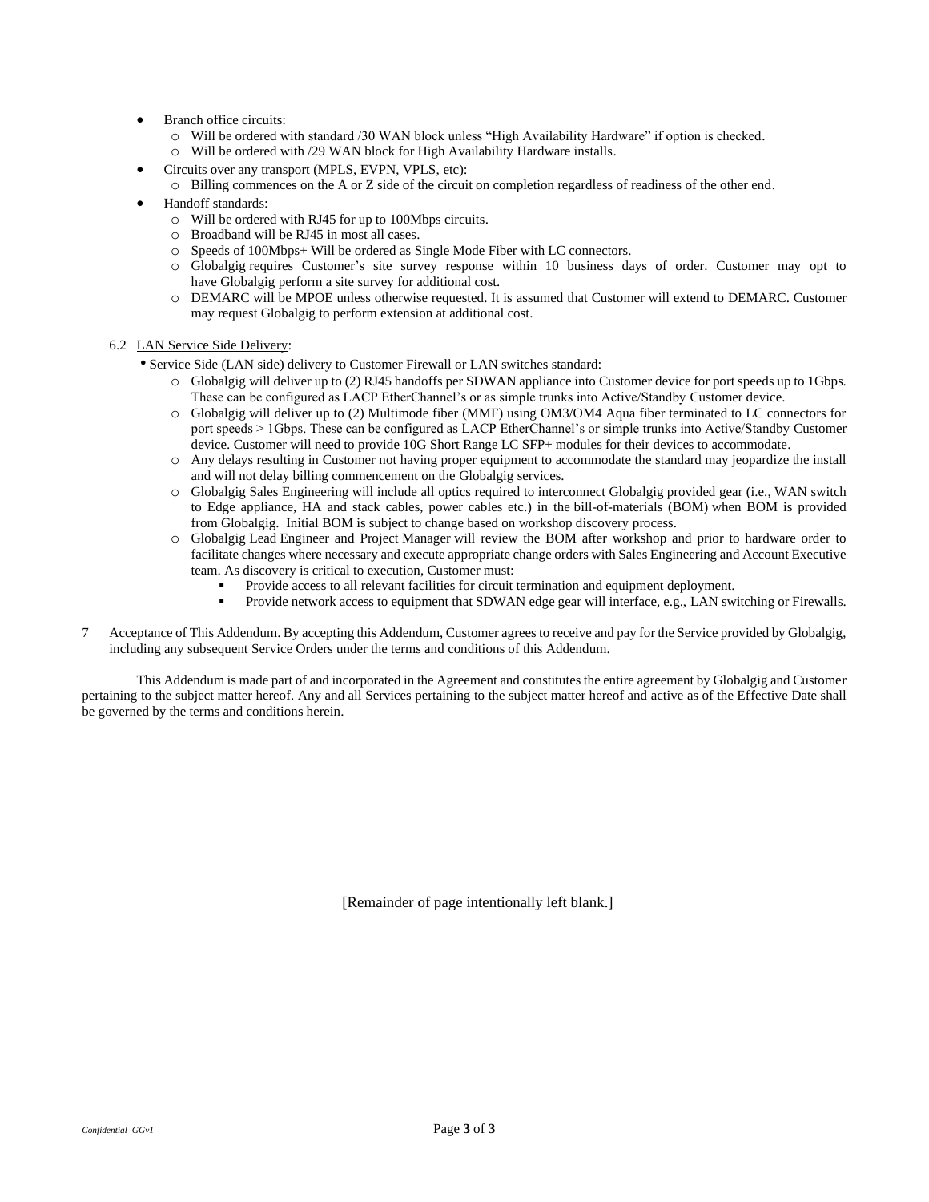- Branch office circuits:
  - Will be ordered with standard /30 WAN block unless "High Availability Hardware" if option is checked.
  - Will be ordered with /29 WAN block for High Availability Hardware installs.
- Circuits over any transport (MPLS, EVPN, VPLS, etc):
  - Billing commences on the A or Z side of the circuit on completion regardless of readiness of the other end.
- Handoff standards:
  - Will be ordered with RJ45 for up to 100Mbps circuits.
  - Broadband will be RJ45 in most all cases.
  - Speeds of 100Mbps+ Will be ordered as Single Mode Fiber with LC connectors.
  - Globalgig requires Customer's site survey response within 10 business days of order. Customer may opt to have Globalgig perform a site survey for additional cost.
  - DEMARC will be MPOE unless otherwise requested. It is assumed that Customer will extend to DEMARC. Customer may request Globalgig to perform extension at additional cost.

6.2 <u>LAN Service Side Delivery</u>:

- Service Side (LAN side) delivery to Customer Firewall or LAN switches standard:
  - Globalgig will deliver up to (2) RJ45 handoffs per SDWAN appliance into Customer device for port speeds up to 1Gbps. These can be configured as LACP EtherChannel's or as simple trunks into Active/Standby Customer device.
  - Globalgig will deliver up to (2) Multimode fiber (MMF) using OM3/OM4 Aqua fiber terminated to LC connectors for port speeds > 1Gbps. These can be configured as LACP EtherChannel's or simple trunks into Active/Standby Customer device. Customer will need to provide 10G Short Range LC SFP+ modules for their devices to accommodate.
  - Any delays resulting in Customer not having proper equipment to accommodate the standard may jeopardize the install and will not delay billing commencement on the Globalgig services.
  - Globalgig Sales Engineering will include all optics required to interconnect Globalgig provided gear (i.e., WAN switch to Edge appliance, HA and stack cables, power cables etc.) in the bill-of-materials (BOM) when BOM is provided from Globalgig. Initial BOM is subject to change based on workshop discovery process.
  - Globalgig Lead Engineer and Project Manager will review the BOM after workshop and prior to hardware order to facilitate changes where necessary and execute appropriate change orders with Sales Engineering and Account Executive team. As discovery is critical to execution, Customer must:
    - Provide access to all relevant facilities for circuit termination and equipment deployment.
    - Provide network access to equipment that SDWAN edge gear will interface, e.g., LAN switching or Firewalls.

7 <u>Acceptance of This Addendum</u>. By accepting this Addendum, Customer agrees to receive and pay for the Service provided by Globalgig, including any subsequent Service Orders under the terms and conditions of this Addendum.

This Addendum is made part of and incorporated in the Agreement and constitutes the entire agreement by Globalgig and Customer pertaining to the subject matter hereof. Any and all Services pertaining to the subject matter hereof and active as of the Effective Date shall be governed by the terms and conditions herein.

[Remainder of page intentionally left blank.]